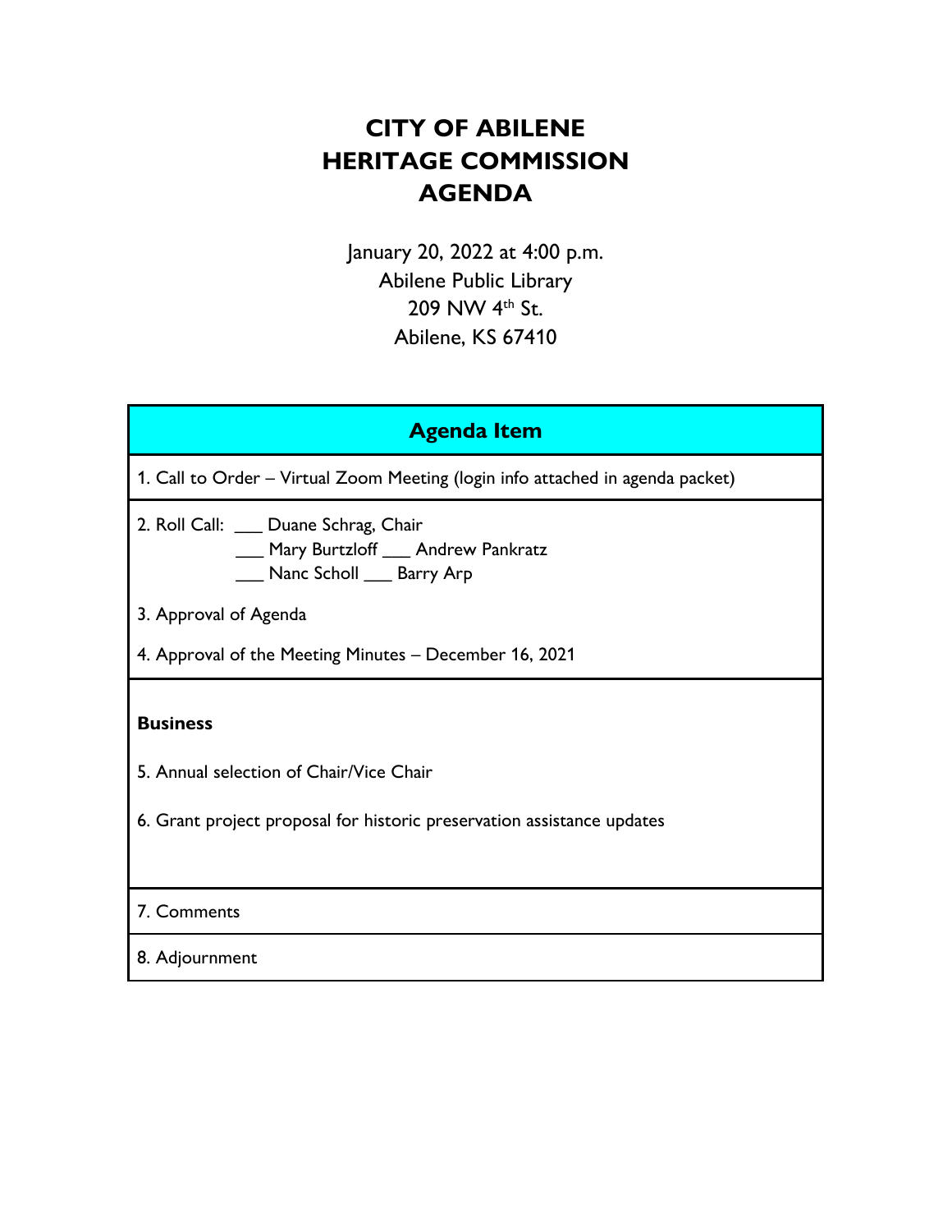# CITY OF ABILENE HERITAGE COMMISSION AGENDA

January 20, 2022 at 4:00 p.m.
Abilene Public Library
209 NW 4th St.
Abilene, KS 67410

| Agenda Item |
|---|
| 1. Call to Order – Virtual Zoom Meeting (login info attached in agenda packet) |
| 2. Roll Call: ___ Duane Schrag, Chair<br>___ Mary Burtzloff ___ Andrew Pankratz<br>___ Nanc Scholl ___ Barry Arp<br><br>3. Approval of Agenda<br><br>4. Approval of the Meeting Minutes – December 16, 2021 |
| **Business**<br><br>5. Annual selection of Chair/Vice Chair<br><br>6. Grant project proposal for historic preservation assistance updates |
| 7. Comments |
| 8. Adjournment |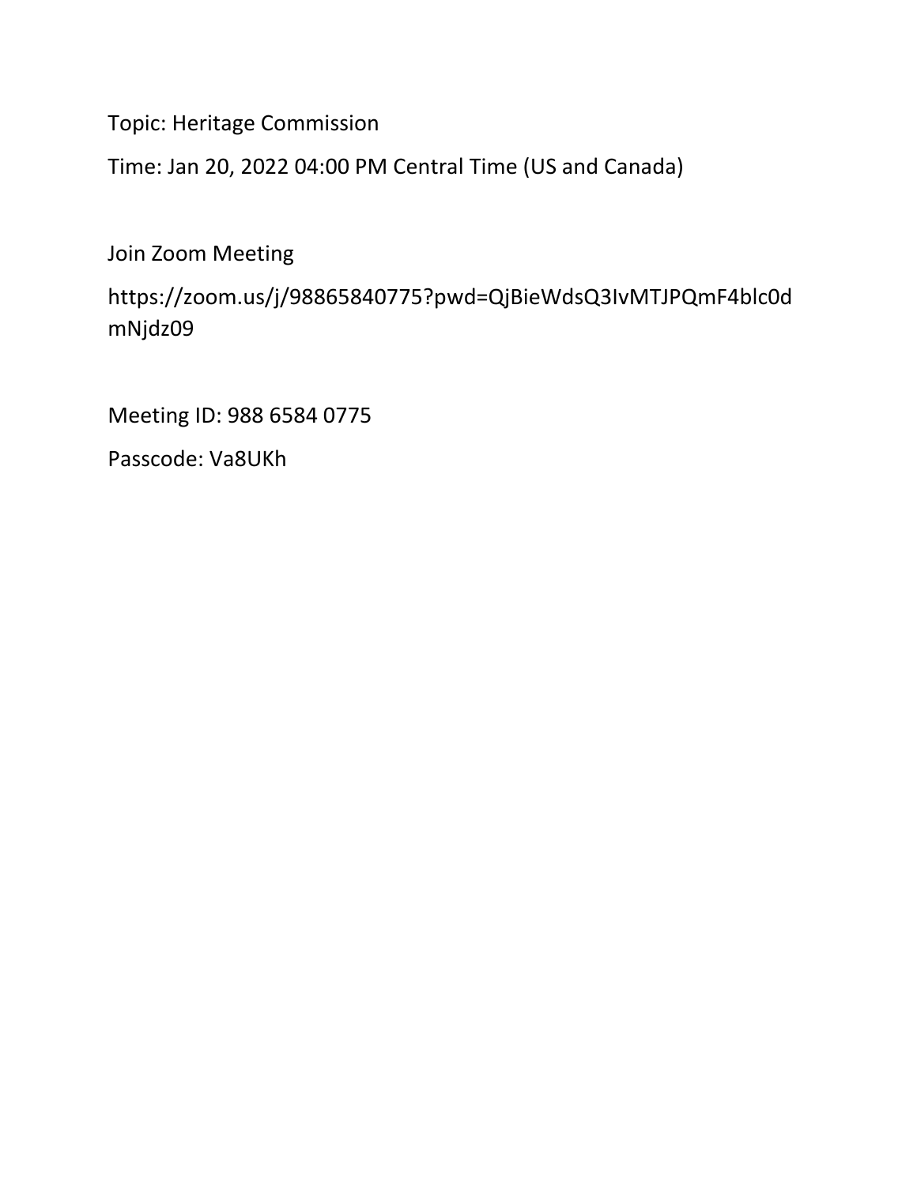Topic: Heritage Commission

Time: Jan 20, 2022 04:00 PM Central Time (US and Canada)

Join Zoom Meeting

https://zoom.us/j/98865840775?pwd=QjBieWdsQ3IvMTJPQmF4blc0dmNjdz09

Meeting ID: 988 6584 0775

Passcode: Va8UKh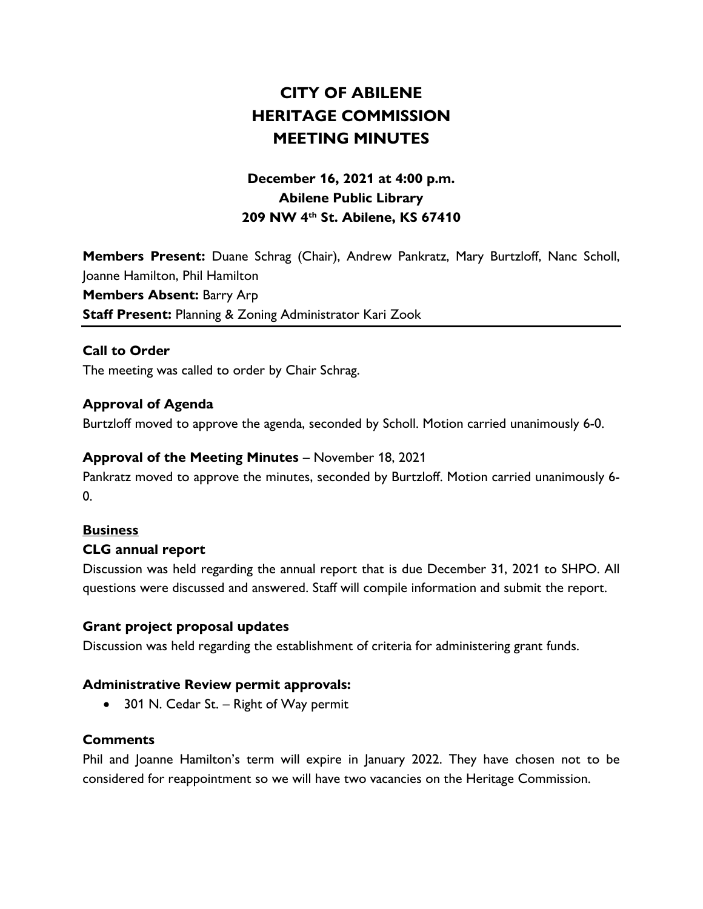# CITY OF ABILENE
# HERITAGE COMMISSION
# MEETING MINUTES

### December 16, 2021 at 4:00 p.m.
### Abilene Public Library
### 209 NW 4th St. Abilene, KS 67410

**Members Present:** Duane Schrag (Chair), Andrew Pankratz, Mary Burtzloff, Nanc Scholl, Joanne Hamilton, Phil Hamilton
**Members Absent:** Barry Arp
**Staff Present:** Planning & Zoning Administrator Kari Zook

---

**Call to Order**
The meeting was called to order by Chair Schrag.

**Approval of Agenda**
Burtzloff moved to approve the agenda, seconded by Scholl. Motion carried unanimously 6-0.

**Approval of the Meeting Minutes** – November 18, 2021
Pankratz moved to approve the minutes, seconded by Burtzloff. Motion carried unanimously 6-0.

**Business**

**CLG annual report**
Discussion was held regarding the annual report that is due December 31, 2021 to SHPO. All questions were discussed and answered. Staff will compile information and submit the report.

**Grant project proposal updates**
Discussion was held regarding the establishment of criteria for administering grant funds.

**Administrative Review permit approvals:**

- 301 N. Cedar St. – Right of Way permit

**Comments**
Phil and Joanne Hamilton's term will expire in January 2022. They have chosen not to be considered for reappointment so we will have two vacancies on the Heritage Commission.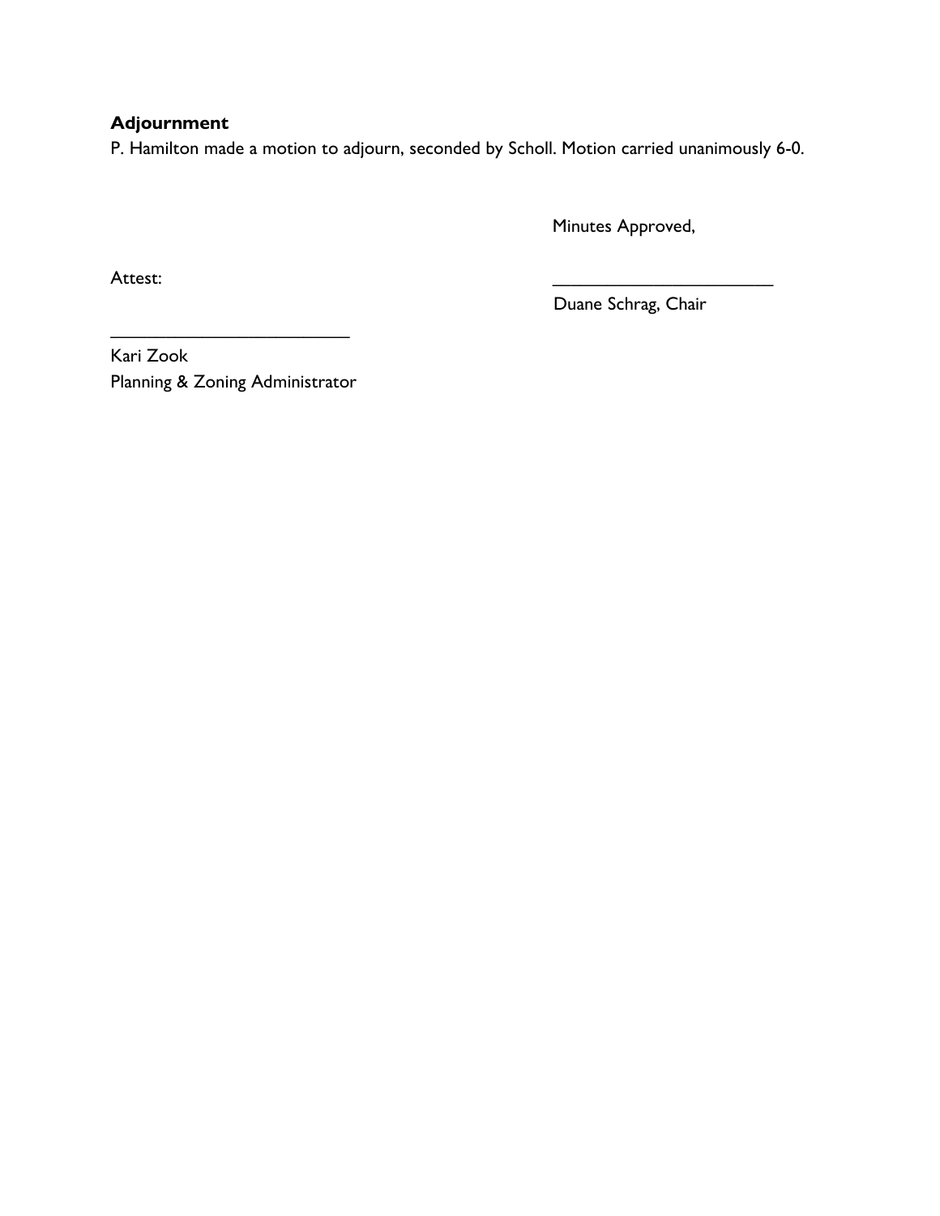### Adjournment

P. Hamilton made a motion to adjourn, seconded by Scholl. Motion carried unanimously 6-0.

Minutes Approved,

Attest:

_______________________
Duane Schrag, Chair

_________________________
Kari Zook
Planning & Zoning Administrator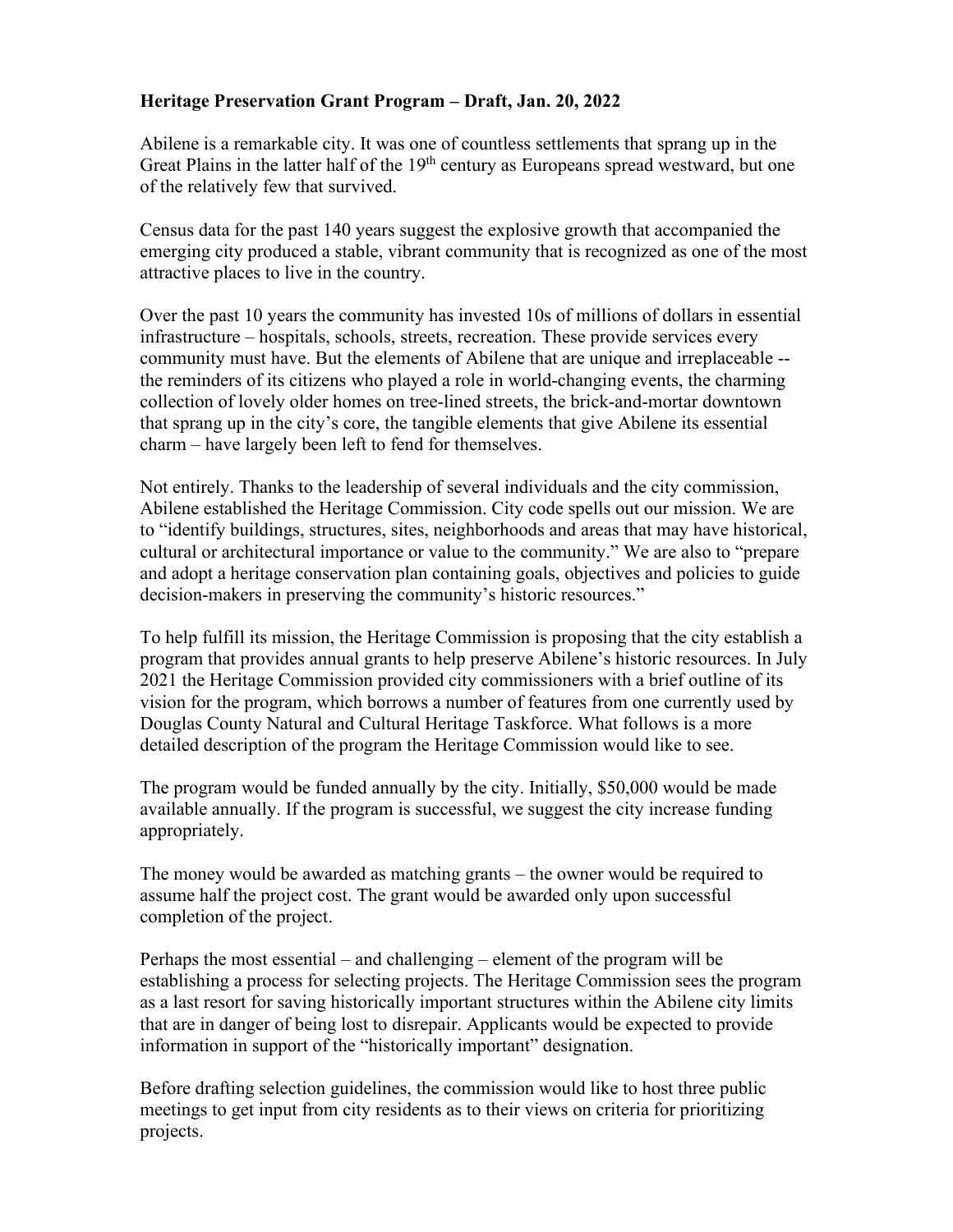**Heritage Preservation Grant Program – Draft, Jan. 20, 2022**

Abilene is a remarkable city. It was one of countless settlements that sprang up in the Great Plains in the latter half of the 19th century as Europeans spread westward, but one of the relatively few that survived.

Census data for the past 140 years suggest the explosive growth that accompanied the emerging city produced a stable, vibrant community that is recognized as one of the most attractive places to live in the country.

Over the past 10 years the community has invested 10s of millions of dollars in essential infrastructure – hospitals, schools, streets, recreation. These provide services every community must have. But the elements of Abilene that are unique and irreplaceable -- the reminders of its citizens who played a role in world-changing events, the charming collection of lovely older homes on tree-lined streets, the brick-and-mortar downtown that sprang up in the city's core, the tangible elements that give Abilene its essential charm – have largely been left to fend for themselves.

Not entirely. Thanks to the leadership of several individuals and the city commission, Abilene established the Heritage Commission. City code spells out our mission. We are to "identify buildings, structures, sites, neighborhoods and areas that may have historical, cultural or architectural importance or value to the community." We are also to "prepare and adopt a heritage conservation plan containing goals, objectives and policies to guide decision-makers in preserving the community's historic resources."

To help fulfill its mission, the Heritage Commission is proposing that the city establish a program that provides annual grants to help preserve Abilene's historic resources. In July 2021 the Heritage Commission provided city commissioners with a brief outline of its vision for the program, which borrows a number of features from one currently used by Douglas County Natural and Cultural Heritage Taskforce. What follows is a more detailed description of the program the Heritage Commission would like to see.

The program would be funded annually by the city. Initially, $50,000 would be made available annually. If the program is successful, we suggest the city increase funding appropriately.

The money would be awarded as matching grants – the owner would be required to assume half the project cost. The grant would be awarded only upon successful completion of the project.

Perhaps the most essential – and challenging – element of the program will be establishing a process for selecting projects. The Heritage Commission sees the program as a last resort for saving historically important structures within the Abilene city limits that are in danger of being lost to disrepair. Applicants would be expected to provide information in support of the "historically important" designation.

Before drafting selection guidelines, the commission would like to host three public meetings to get input from city residents as to their views on criteria for prioritizing projects.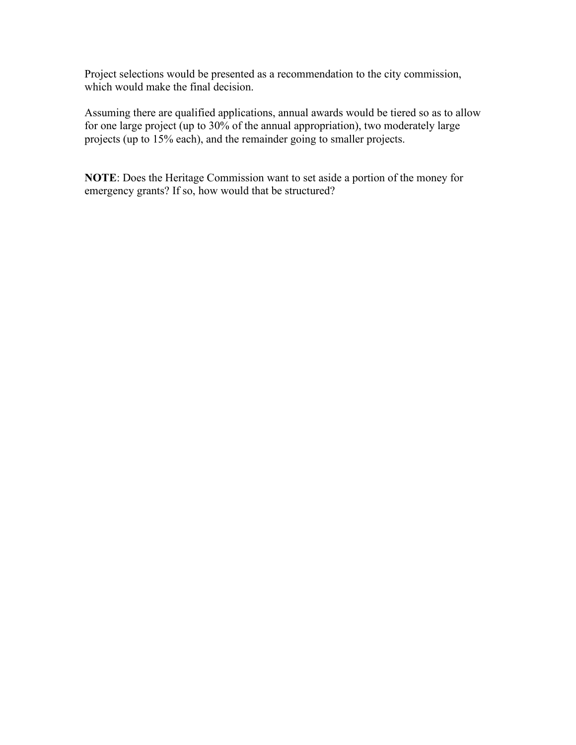Project selections would be presented as a recommendation to the city commission, which would make the final decision.

Assuming there are qualified applications, annual awards would be tiered so as to allow for one large project (up to 30% of the annual appropriation), two moderately large projects (up to 15% each), and the remainder going to smaller projects.

**NOTE**: Does the Heritage Commission want to set aside a portion of the money for emergency grants? If so, how would that be structured?